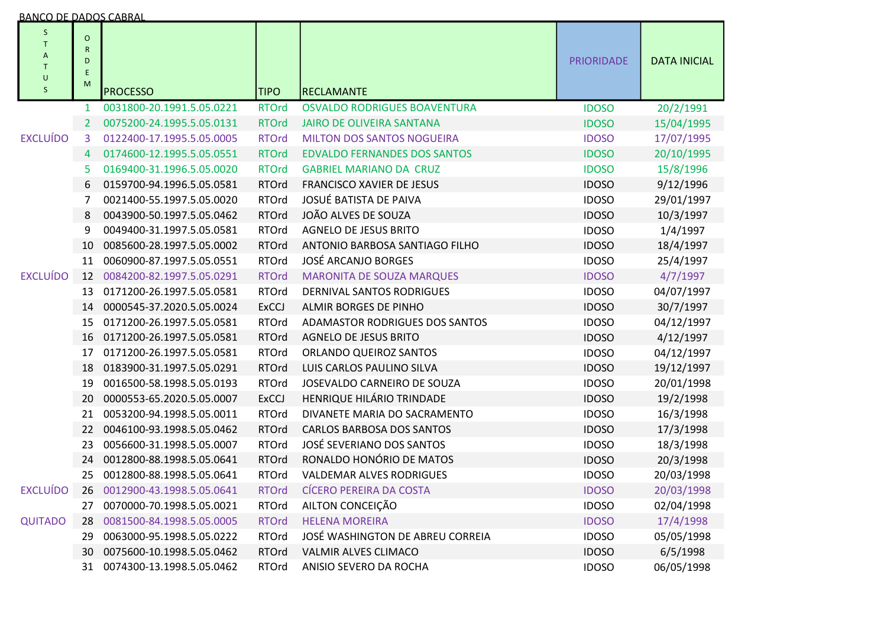BANCO DE DADOS CABRAL

| STATUS | ORDEM | PROCESSO | TIPO | RECLAMANTE | PRIORIDADE | DATA INICIAL |
|---|---|---|---|---|---|---|
| | 1 | 0031800-20.1991.5.05.0221 | RTOrd | OSVALDO RODRIGUES BOAVENTURA | IDOSO | 20/2/1991 |
| | 2 | 0075200-24.1995.5.05.0131 | RTOrd | JAIRO DE OLIVEIRA SANTANA | IDOSO | 15/04/1995 |
| EXCLUÍDO | 3 | 0122400-17.1995.5.05.0005 | RTOrd | MILTON DOS SANTOS NOGUEIRA | IDOSO | 17/07/1995 |
| | 4 | 0174600-12.1995.5.05.0551 | RTOrd | EDVALDO FERNANDES DOS SANTOS | IDOSO | 20/10/1995 |
| | 5 | 0169400-31.1996.5.05.0020 | RTOrd | GABRIEL MARIANO DA CRUZ | IDOSO | 15/8/1996 |
| | 6 | 0159700-94.1996.5.05.0581 | RTOrd | FRANCISCO XAVIER DE JESUS | IDOSO | 9/12/1996 |
| | 7 | 0021400-55.1997.5.05.0020 | RTOrd | JOSUÉ BATISTA DE PAIVA | IDOSO | 29/01/1997 |
| | 8 | 0043900-50.1997.5.05.0462 | RTOrd | JOÃO ALVES DE SOUZA | IDOSO | 10/3/1997 |
| | 9 | 0049400-31.1997.5.05.0581 | RTOrd | AGNELO DE JESUS BRITO | IDOSO | 1/4/1997 |
| | 10 | 0085600-28.1997.5.05.0002 | RTOrd | ANTONIO BARBOSA SANTIAGO FILHO | IDOSO | 18/4/1997 |
| | 11 | 0060900-87.1997.5.05.0551 | RTOrd | JOSÉ ARCANJO BORGES | IDOSO | 25/4/1997 |
| EXCLUÍDO | 12 | 0084200-82.1997.5.05.0291 | RTOrd | MARONITA DE SOUZA MARQUES | IDOSO | 4/7/1997 |
| | 13 | 0171200-26.1997.5.05.0581 | RTOrd | DERNIVAL SANTOS RODRIGUES | IDOSO | 04/07/1997 |
| | 14 | 0000545-37.2020.5.05.0024 | ExCCJ | ALMIR BORGES DE PINHO | IDOSO | 30/7/1997 |
| | 15 | 0171200-26.1997.5.05.0581 | RTOrd | ADAMASTOR RODRIGUES DOS SANTOS | IDOSO | 04/12/1997 |
| | 16 | 0171200-26.1997.5.05.0581 | RTOrd | AGNELO DE JESUS BRITO | IDOSO | 4/12/1997 |
| | 17 | 0171200-26.1997.5.05.0581 | RTOrd | ORLANDO QUEIROZ SANTOS | IDOSO | 04/12/1997 |
| | 18 | 0183900-31.1997.5.05.0291 | RTOrd | LUIS CARLOS PAULINO SILVA | IDOSO | 19/12/1997 |
| | 19 | 0016500-58.1998.5.05.0193 | RTOrd | JOSEVALDO CARNEIRO DE SOUZA | IDOSO | 20/01/1998 |
| | 20 | 0000553-65.2020.5.05.0007 | ExCCJ | HENRIQUE HILÁRIO TRINDADE | IDOSO | 19/2/1998 |
| | 21 | 0053200-94.1998.5.05.0011 | RTOrd | DIVANETE MARIA DO SACRAMENTO | IDOSO | 16/3/1998 |
| | 22 | 0046100-93.1998.5.05.0462 | RTOrd | CARLOS BARBOSA DOS SANTOS | IDOSO | 17/3/1998 |
| | 23 | 0056600-31.1998.5.05.0007 | RTOrd | JOSÉ SEVERIANO DOS SANTOS | IDOSO | 18/3/1998 |
| | 24 | 0012800-88.1998.5.05.0641 | RTOrd | RONALDO HONÓRIO DE MATOS | IDOSO | 20/3/1998 |
| | 25 | 0012800-88.1998.5.05.0641 | RTOrd | VALDEMAR ALVES RODRIGUES | IDOSO | 20/03/1998 |
| EXCLUÍDO | 26 | 0012900-43.1998.5.05.0641 | RTOrd | CÍCERO PEREIRA DA COSTA | IDOSO | 20/03/1998 |
| | 27 | 0070000-70.1998.5.05.0021 | RTOrd | AILTON CONCEIÇÃO | IDOSO | 02/04/1998 |
| QUITADO | 28 | 0081500-84.1998.5.05.0005 | RTOrd | HELENA MOREIRA | IDOSO | 17/4/1998 |
| | 29 | 0063000-95.1998.5.05.0222 | RTOrd | JOSÉ WASHINGTON DE ABREU CORREIA | IDOSO | 05/05/1998 |
| | 30 | 0075600-10.1998.5.05.0462 | RTOrd | VALMIR ALVES CLIMACO | IDOSO | 6/5/1998 |
| | 31 | 0074300-13.1998.5.05.0462 | RTOrd | ANISIO SEVERO DA ROCHA | IDOSO | 06/05/1998 |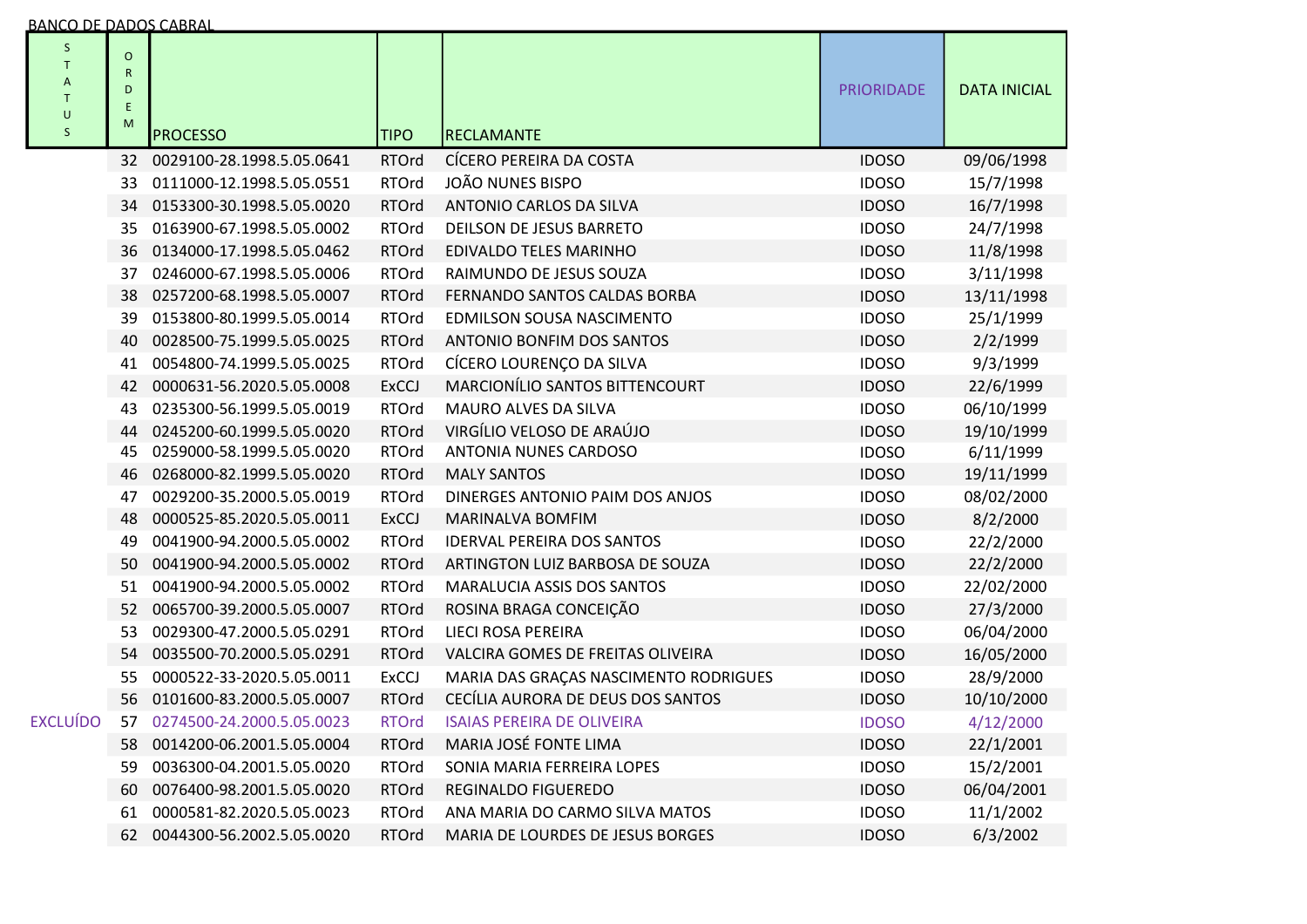BANCO DE DADOS CABRAL

| STATUS | ORDEM | PROCESSO | TIPO | RECLAMANTE | PRIORIDADE | DATA INICIAL |
|---|---|---|---|---|---|---|
| | 32 | 0029100-28.1998.5.05.0641 | RTOrd | CÍCERO PEREIRA DA COSTA | IDOSO | 09/06/1998 |
| | 33 | 0111000-12.1998.5.05.0551 | RTOrd | JOÃO NUNES BISPO | IDOSO | 15/7/1998 |
| | 34 | 0153300-30.1998.5.05.0020 | RTOrd | ANTONIO CARLOS DA SILVA | IDOSO | 16/7/1998 |
| | 35 | 0163900-67.1998.5.05.0002 | RTOrd | DEILSON DE JESUS BARRETO | IDOSO | 24/7/1998 |
| | 36 | 0134000-17.1998.5.05.0462 | RTOrd | EDIVALDO TELES MARINHO | IDOSO | 11/8/1998 |
| | 37 | 0246000-67.1998.5.05.0006 | RTOrd | RAIMUNDO DE JESUS SOUZA | IDOSO | 3/11/1998 |
| | 38 | 0257200-68.1998.5.05.0007 | RTOrd | FERNANDO SANTOS CALDAS BORBA | IDOSO | 13/11/1998 |
| | 39 | 0153800-80.1999.5.05.0014 | RTOrd | EDMILSON SOUSA NASCIMENTO | IDOSO | 25/1/1999 |
| | 40 | 0028500-75.1999.5.05.0025 | RTOrd | ANTONIO BONFIM DOS SANTOS | IDOSO | 2/2/1999 |
| | 41 | 0054800-74.1999.5.05.0025 | RTOrd | CÍCERO LOURENÇO DA SILVA | IDOSO | 9/3/1999 |
| | 42 | 0000631-56.2020.5.05.0008 | ExCCJ | MARCIONÍLIO SANTOS BITTENCOURT | IDOSO | 22/6/1999 |
| | 43 | 0235300-56.1999.5.05.0019 | RTOrd | MAURO ALVES DA SILVA | IDOSO | 06/10/1999 |
| | 44 | 0245200-60.1999.5.05.0020 | RTOrd | VIRGÍLIO VELOSO DE ARAÚJO | IDOSO | 19/10/1999 |
| | 45 | 0259000-58.1999.5.05.0020 | RTOrd | ANTONIA NUNES CARDOSO | IDOSO | 6/11/1999 |
| | 46 | 0268000-82.1999.5.05.0020 | RTOrd | MALY SANTOS | IDOSO | 19/11/1999 |
| | 47 | 0029200-35.2000.5.05.0019 | RTOrd | DINERGES ANTONIO PAIM DOS ANJOS | IDOSO | 08/02/2000 |
| | 48 | 0000525-85.2020.5.05.0011 | ExCCJ | MARINALVA BOMFIM | IDOSO | 8/2/2000 |
| | 49 | 0041900-94.2000.5.05.0002 | RTOrd | IDERVAL PEREIRA DOS SANTOS | IDOSO | 22/2/2000 |
| | 50 | 0041900-94.2000.5.05.0002 | RTOrd | ARTINGTON LUIZ BARBOSA DE SOUZA | IDOSO | 22/2/2000 |
| | 51 | 0041900-94.2000.5.05.0002 | RTOrd | MARALUCIA ASSIS DOS SANTOS | IDOSO | 22/02/2000 |
| | 52 | 0065700-39.2000.5.05.0007 | RTOrd | ROSINA BRAGA CONCEIÇÃO | IDOSO | 27/3/2000 |
| | 53 | 0029300-47.2000.5.05.0291 | RTOrd | LIECI ROSA PEREIRA | IDOSO | 06/04/2000 |
| | 54 | 0035500-70.2000.5.05.0291 | RTOrd | VALCIRA GOMES DE FREITAS OLIVEIRA | IDOSO | 16/05/2000 |
| | 55 | 0000522-33-2020.5.05.0011 | ExCCJ | MARIA DAS GRAÇAS NASCIMENTO RODRIGUES | IDOSO | 28/9/2000 |
| | 56 | 0101600-83.2000.5.05.0007 | RTOrd | CECÍLIA AURORA DE DEUS DOS SANTOS | IDOSO | 10/10/2000 |
| EXCLUÍDO | 57 | 0274500-24.2000.5.05.0023 | RTOrd | ISAIAS PEREIRA DE OLIVEIRA | IDOSO | 4/12/2000 |
| | 58 | 0014200-06.2001.5.05.0004 | RTOrd | MARIA JOSÉ FONTE LIMA | IDOSO | 22/1/2001 |
| | 59 | 0036300-04.2001.5.05.0020 | RTOrd | SONIA MARIA FERREIRA LOPES | IDOSO | 15/2/2001 |
| | 60 | 0076400-98.2001.5.05.0020 | RTOrd | REGINALDO FIGUEREDO | IDOSO | 06/04/2001 |
| | 61 | 0000581-82.2020.5.05.0023 | RTOrd | ANA MARIA DO CARMO SILVA MATOS | IDOSO | 11/1/2002 |
| | 62 | 0044300-56.2002.5.05.0020 | RTOrd | MARIA DE LOURDES DE JESUS BORGES | IDOSO | 6/3/2002 |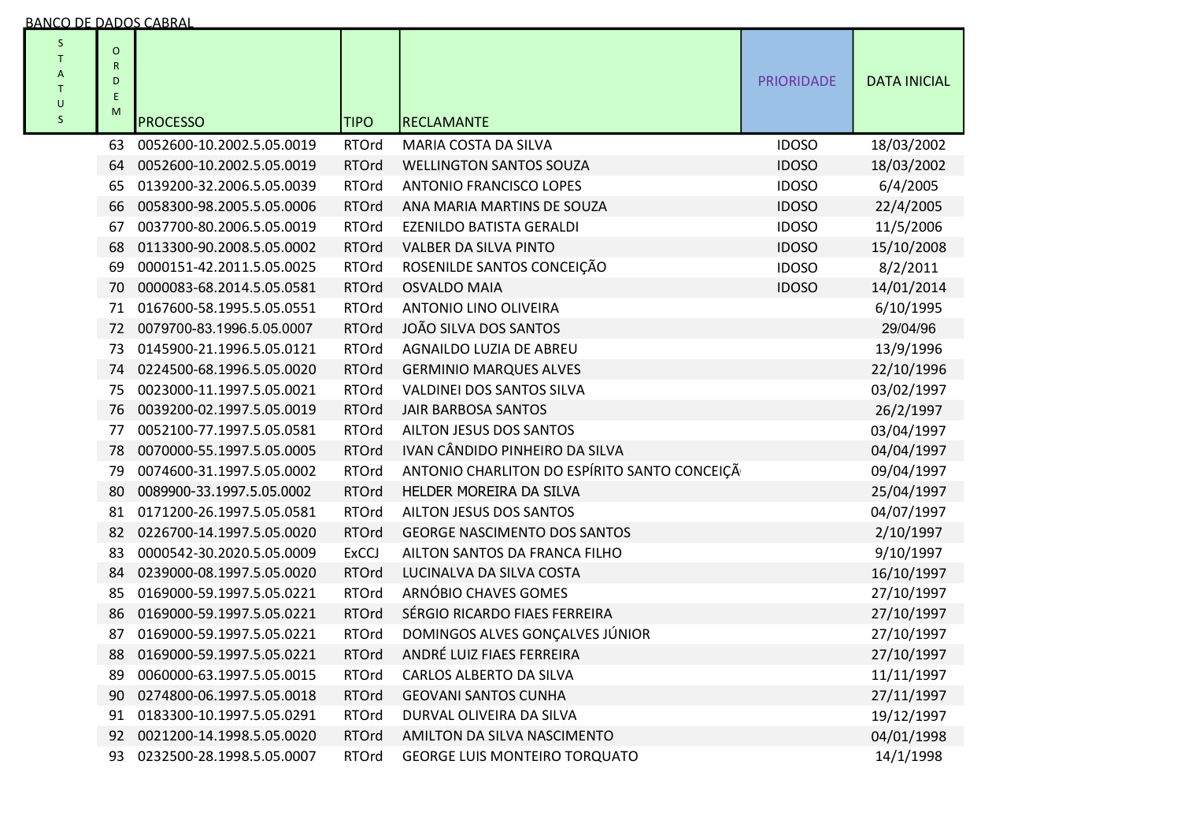BANCO DE DADOS CABRAL

| STATUS | ORDEM | PROCESSO | TIPO | RECLAMANTE | PRIORIDADE | DATA INICIAL |
|---|---|---|---|---|---|---|
| | 63 | 0052600-10.2002.5.05.0019 | RTOrd | MARIA COSTA DA SILVA | IDOSO | 18/03/2002 |
| | 64 | 0052600-10.2002.5.05.0019 | RTOrd | WELLINGTON SANTOS SOUZA | IDOSO | 18/03/2002 |
| | 65 | 0139200-32.2006.5.05.0039 | RTOrd | ANTONIO FRANCISCO LOPES | IDOSO | 6/4/2005 |
| | 66 | 0058300-98.2005.5.05.0006 | RTOrd | ANA MARIA MARTINS DE SOUZA | IDOSO | 22/4/2005 |
| | 67 | 0037700-80.2006.5.05.0019 | RTOrd | EZENILDO BATISTA GERALDI | IDOSO | 11/5/2006 |
| | 68 | 0113300-90.2008.5.05.0002 | RTOrd | VALBER DA SILVA PINTO | IDOSO | 15/10/2008 |
| | 69 | 0000151-42.2011.5.05.0025 | RTOrd | ROSENILDE SANTOS CONCEIÇÃO | IDOSO | 8/2/2011 |
| | 70 | 0000083-68.2014.5.05.0581 | RTOrd | OSVALDO MAIA | IDOSO | 14/01/2014 |
| | 71 | 0167600-58.1995.5.05.0551 | RTOrd | ANTONIO LINO OLIVEIRA | | 6/10/1995 |
| | 72 | 0079700-83.1996.5.05.0007 | RTOrd | JOÃO SILVA DOS SANTOS | | 29/04/96 |
| | 73 | 0145900-21.1996.5.05.0121 | RTOrd | AGNAILDO LUZIA DE ABREU | | 13/9/1996 |
| | 74 | 0224500-68.1996.5.05.0020 | RTOrd | GERMINIO MARQUES ALVES | | 22/10/1996 |
| | 75 | 0023000-11.1997.5.05.0021 | RTOrd | VALDINEI DOS SANTOS SILVA | | 03/02/1997 |
| | 76 | 0039200-02.1997.5.05.0019 | RTOrd | JAIR BARBOSA SANTOS | | 26/2/1997 |
| | 77 | 0052100-77.1997.5.05.0581 | RTOrd | AILTON JESUS DOS SANTOS | | 03/04/1997 |
| | 78 | 0070000-55.1997.5.05.0005 | RTOrd | IVAN CÂNDIDO PINHEIRO DA SILVA | | 04/04/1997 |
| | 79 | 0074600-31.1997.5.05.0002 | RTOrd | ANTONIO CHARLITON DO ESPÍRITO SANTO CONCEIÇÃ | | 09/04/1997 |
| | 80 | 0089900-33.1997.5.05.0002 | RTOrd | HELDER MOREIRA DA SILVA | | 25/04/1997 |
| | 81 | 0171200-26.1997.5.05.0581 | RTOrd | AILTON JESUS DOS SANTOS | | 04/07/1997 |
| | 82 | 0226700-14.1997.5.05.0020 | RTOrd | GEORGE NASCIMENTO DOS SANTOS | | 2/10/1997 |
| | 83 | 0000542-30.2020.5.05.0009 | ExCCJ | AILTON SANTOS DA FRANCA FILHO | | 9/10/1997 |
| | 84 | 0239000-08.1997.5.05.0020 | RTOrd | LUCINALVA DA SILVA COSTA | | 16/10/1997 |
| | 85 | 0169000-59.1997.5.05.0221 | RTOrd | ARNÓBIO CHAVES GOMES | | 27/10/1997 |
| | 86 | 0169000-59.1997.5.05.0221 | RTOrd | SÉRGIO RICARDO FIAES FERREIRA | | 27/10/1997 |
| | 87 | 0169000-59.1997.5.05.0221 | RTOrd | DOMINGOS ALVES GONÇALVES JÚNIOR | | 27/10/1997 |
| | 88 | 0169000-59.1997.5.05.0221 | RTOrd | ANDRÉ LUIZ FIAES FERREIRA | | 27/10/1997 |
| | 89 | 0060000-63.1997.5.05.0015 | RTOrd | CARLOS ALBERTO DA SILVA | | 11/11/1997 |
| | 90 | 0274800-06.1997.5.05.0018 | RTOrd | GEOVANI SANTOS CUNHA | | 27/11/1997 |
| | 91 | 0183300-10.1997.5.05.0291 | RTOrd | DURVAL OLIVEIRA DA SILVA | | 19/12/1997 |
| | 92 | 0021200-14.1998.5.05.0020 | RTOrd | AMILTON DA SILVA NASCIMENTO | | 04/01/1998 |
| | 93 | 0232500-28.1998.5.05.0007 | RTOrd | GEORGE LUIS MONTEIRO TORQUATO | | 14/1/1998 |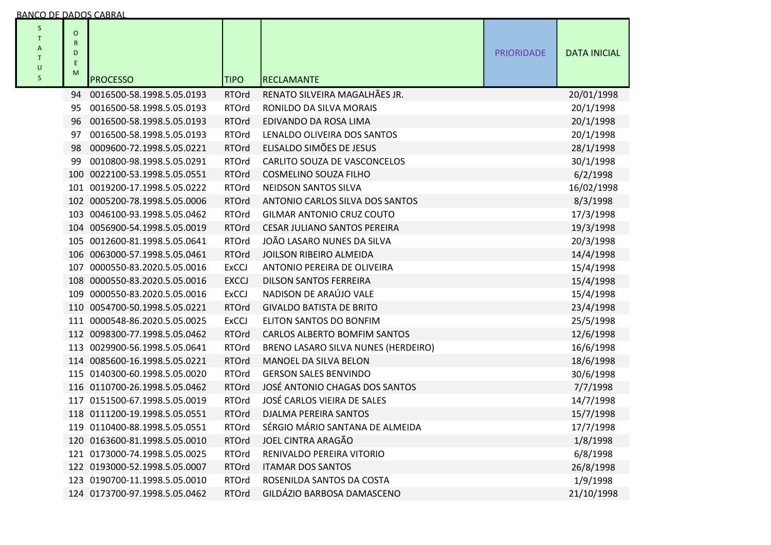BANCO DE DADOS CABRAL

| STATUS | ORDEM | PROCESSO | TIPO | RECLAMANTE | PRIORIDADE | DATA INICIAL |
|---|---|---|---|---|---|---|
| | 94 | 0016500-58.1998.5.05.0193 | RTOrd | RENATO SILVEIRA MAGALHÃES JR. | | 20/01/1998 |
| | 95 | 0016500-58.1998.5.05.0193 | RTOrd | RONILDO DA SILVA MORAIS | | 20/1/1998 |
| | 96 | 0016500-58.1998.5.05.0193 | RTOrd | EDIVANDO DA ROSA LIMA | | 20/1/1998 |
| | 97 | 0016500-58.1998.5.05.0193 | RTOrd | LENALDO OLIVEIRA DOS SANTOS | | 20/1/1998 |
| | 98 | 0009600-72.1998.5.05.0221 | RTOrd | ELISALDO SIMÕES DE JESUS | | 28/1/1998 |
| | 99 | 0010800-98.1998.5.05.0291 | RTOrd | CARLITO SOUZA DE VASCONCELOS | | 30/1/1998 |
| | 100 | 0022100-53.1998.5.05.0551 | RTOrd | COSMELINO SOUZA FILHO | | 6/2/1998 |
| | 101 | 0019200-17.1998.5.05.0222 | RTOrd | NEIDSON SANTOS SILVA | | 16/02/1998 |
| | 102 | 0005200-78.1998.5.05.0006 | RTOrd | ANTONIO CARLOS SILVA DOS SANTOS | | 8/3/1998 |
| | 103 | 0046100-93.1998.5.05.0462 | RTOrd | GILMAR ANTONIO CRUZ COUTO | | 17/3/1998 |
| | 104 | 0056900-54.1998.5.05.0019 | RTOrd | CESAR JULIANO SANTOS PEREIRA | | 19/3/1998 |
| | 105 | 0012600-81.1998.5.05.0641 | RTOrd | JOÃO LASARO NUNES DA SILVA | | 20/3/1998 |
| | 106 | 0063000-57.1998.5.05.0461 | RTOrd | JOILSON RIBEIRO ALMEIDA | | 14/4/1998 |
| | 107 | 0000550-83.2020.5.05.0016 | ExCCJ | ANTONIO PEREIRA DE OLIVEIRA | | 15/4/1998 |
| | 108 | 0000550-83.2020.5.05.0016 | EXCCJ | DILSON SANTOS FERREIRA | | 15/4/1998 |
| | 109 | 0000550-83.2020.5.05.0016 | ExCCJ | NADISON DE ARAÚJO VALE | | 15/4/1998 |
| | 110 | 0054700-50.1998.5.05.0221 | RTOrd | GIVALDO BATISTA DE BRITO | | 23/4/1998 |
| | 111 | 0000548-86.2020.5.05.0025 | ExCCJ | ELITON SANTOS DO BONFIM | | 25/5/1998 |
| | 112 | 0098300-77.1998.5.05.0462 | RTOrd | CARLOS ALBERTO BOMFIM SANTOS | | 12/6/1998 |
| | 113 | 0029900-56.1998.5.05.0641 | RTOrd | BRENO LASARO SILVA NUNES (HERDEIRO) | | 16/6/1998 |
| | 114 | 0085600-16.1998.5.05.0221 | RTOrd | MANOEL DA SILVA BELON | | 18/6/1998 |
| | 115 | 0140300-60.1998.5.05.0020 | RTOrd | GERSON SALES BENVINDO | | 30/6/1998 |
| | 116 | 0110700-26.1998.5.05.0462 | RTOrd | JOSÉ ANTONIO CHAGAS DOS SANTOS | | 7/7/1998 |
| | 117 | 0151500-67.1998.5.05.0019 | RTOrd | JOSÉ CARLOS VIEIRA DE SALES | | 14/7/1998 |
| | 118 | 0111200-19.1998.5.05.0551 | RTOrd | DJALMA PEREIRA SANTOS | | 15/7/1998 |
| | 119 | 0110400-88.1998.5.05.0551 | RTOrd | SÉRGIO MÁRIO SANTANA DE ALMEIDA | | 17/7/1998 |
| | 120 | 0163600-81.1998.5.05.0010 | RTOrd | JOEL CINTRA ARAGÃO | | 1/8/1998 |
| | 121 | 0173000-74.1998.5.05.0025 | RTOrd | RENIVALDO PEREIRA VITORIO | | 6/8/1998 |
| | 122 | 0193000-52.1998.5.05.0007 | RTOrd | ITAMAR DOS SANTOS | | 26/8/1998 |
| | 123 | 0190700-11.1998.5.05.0010 | RTOrd | ROSENILDA SANTOS DA COSTA | | 1/9/1998 |
| | 124 | 0173700-97.1998.5.05.0462 | RTOrd | GILDÁZIO BARBOSA DAMASCENO | | 21/10/1998 |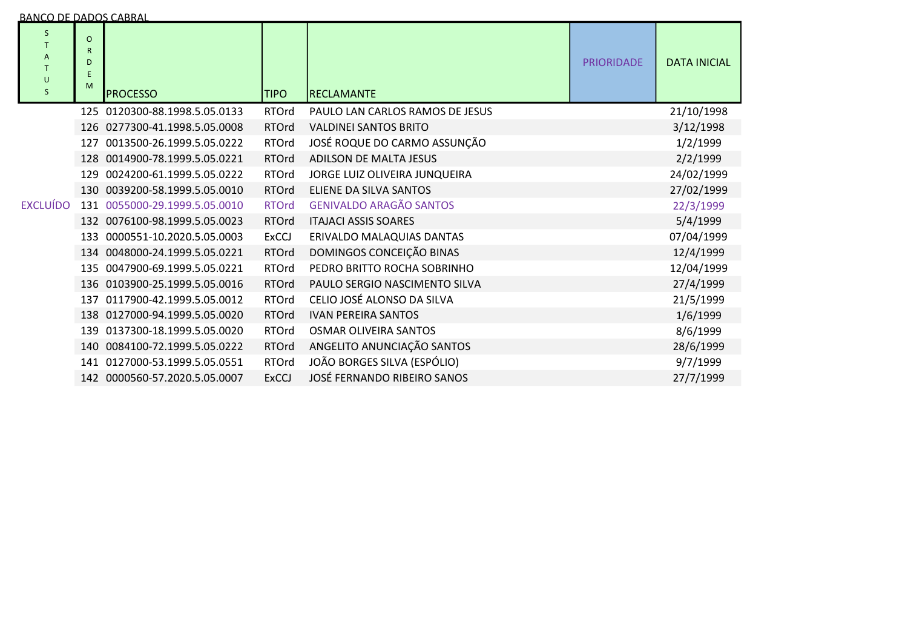BANCO DE DADOS CABRAL

| STATUS | ORDEM | PROCESSO | TIPO | RECLAMANTE | PRIORIDADE | DATA INICIAL |
|---|---|---|---|---|---|---|
| | 125 | 0120300-88.1998.5.05.0133 | RTOrd | PAULO LAN CARLOS RAMOS DE JESUS | | 21/10/1998 |
| | 126 | 0277300-41.1998.5.05.0008 | RTOrd | VALDINEI SANTOS BRITO | | 3/12/1998 |
| | 127 | 0013500-26.1999.5.05.0222 | RTOrd | JOSÉ ROQUE DO CARMO ASSUNÇÃO | | 1/2/1999 |
| | 128 | 0014900-78.1999.5.05.0221 | RTOrd | ADILSON DE MALTA JESUS | | 2/2/1999 |
| | 129 | 0024200-61.1999.5.05.0222 | RTOrd | JORGE LUIZ OLIVEIRA JUNQUEIRA | | 24/02/1999 |
| | 130 | 0039200-58.1999.5.05.0010 | RTOrd | ELIENE DA SILVA SANTOS | | 27/02/1999 |
| EXCLUÍDO | 131 | 0055000-29.1999.5.05.0010 | RTOrd | GENIVALDO ARAGÃO SANTOS | | 22/3/1999 |
| | 132 | 0076100-98.1999.5.05.0023 | RTOrd | ITAJACI ASSIS SOARES | | 5/4/1999 |
| | 133 | 0000551-10.2020.5.05.0003 | ExCCJ | ERIVALDO MALAQUIAS DANTAS | | 07/04/1999 |
| | 134 | 0048000-24.1999.5.05.0221 | RTOrd | DOMINGOS CONCEIÇÃO BINAS | | 12/4/1999 |
| | 135 | 0047900-69.1999.5.05.0221 | RTOrd | PEDRO BRITTO ROCHA SOBRINHO | | 12/04/1999 |
| | 136 | 0103900-25.1999.5.05.0016 | RTOrd | PAULO SERGIO NASCIMENTO SILVA | | 27/4/1999 |
| | 137 | 0117900-42.1999.5.05.0012 | RTOrd | CELIO JOSÉ ALONSO DA SILVA | | 21/5/1999 |
| | 138 | 0127000-94.1999.5.05.0020 | RTOrd | IVAN PEREIRA SANTOS | | 1/6/1999 |
| | 139 | 0137300-18.1999.5.05.0020 | RTOrd | OSMAR OLIVEIRA SANTOS | | 8/6/1999 |
| | 140 | 0084100-72.1999.5.05.0222 | RTOrd | ANGELITO ANUNCIAÇÃO SANTOS | | 28/6/1999 |
| | 141 | 0127000-53.1999.5.05.0551 | RTOrd | JOÃO BORGES SILVA (ESPÓLIO) | | 9/7/1999 |
| | 142 | 0000560-57.2020.5.05.0007 | ExCCJ | JOSÉ FERNANDO RIBEIRO SANOS | | 27/7/1999 |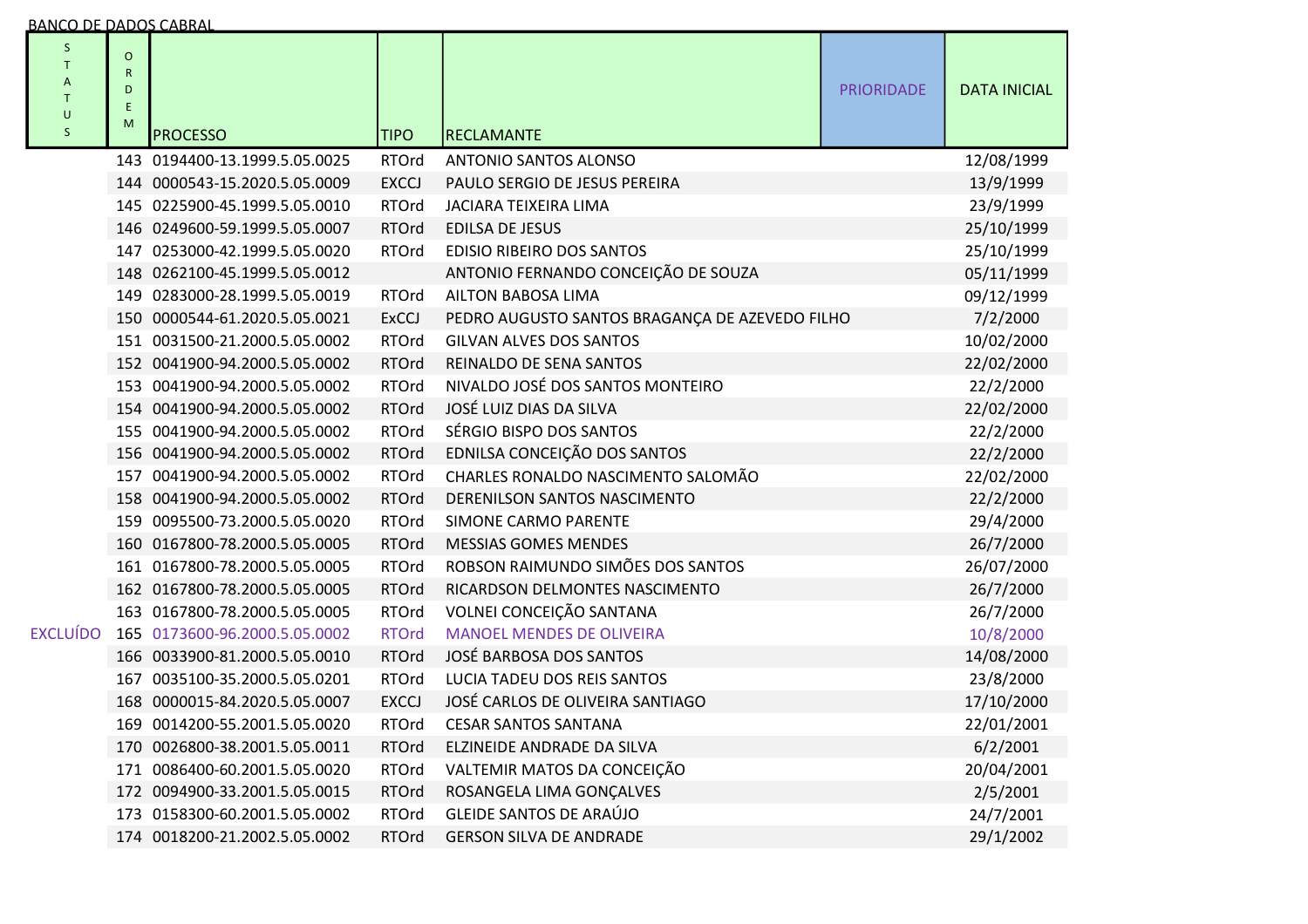BANCO DE DADOS CABRAL

| STATUS | ORDEM | PROCESSO | TIPO | RECLAMANTE | PRIORIDADE | DATA INICIAL |
|---|---|---|---|---|---|---|
| | 143 | 0194400-13.1999.5.05.0025 | RTOrd | ANTONIO SANTOS ALONSO | | 12/08/1999 |
| | 144 | 0000543-15.2020.5.05.0009 | EXCCJ | PAULO SERGIO DE JESUS PEREIRA | | 13/9/1999 |
| | 145 | 0225900-45.1999.5.05.0010 | RTOrd | JACIARA TEIXEIRA LIMA | | 23/9/1999 |
| | 146 | 0249600-59.1999.5.05.0007 | RTOrd | EDILSA DE JESUS | | 25/10/1999 |
| | 147 | 0253000-42.1999.5.05.0020 | RTOrd | EDISIO RIBEIRO DOS SANTOS | | 25/10/1999 |
| | 148 | 0262100-45.1999.5.05.0012 | | ANTONIO FERNANDO CONCEIÇÃO DE SOUZA | | 05/11/1999 |
| | 149 | 0283000-28.1999.5.05.0019 | RTOrd | AILTON BABOSA LIMA | | 09/12/1999 |
| | 150 | 0000544-61.2020.5.05.0021 | ExCCJ | PEDRO AUGUSTO SANTOS BRAGANÇA DE AZEVEDO FILHO | | 7/2/2000 |
| | 151 | 0031500-21.2000.5.05.0002 | RTOrd | GILVAN ALVES DOS SANTOS | | 10/02/2000 |
| | 152 | 0041900-94.2000.5.05.0002 | RTOrd | REINALDO DE SENA SANTOS | | 22/02/2000 |
| | 153 | 0041900-94.2000.5.05.0002 | RTOrd | NIVALDO JOSÉ DOS SANTOS MONTEIRO | | 22/2/2000 |
| | 154 | 0041900-94.2000.5.05.0002 | RTOrd | JOSÉ LUIZ DIAS DA SILVA | | 22/02/2000 |
| | 155 | 0041900-94.2000.5.05.0002 | RTOrd | SÉRGIO BISPO DOS SANTOS | | 22/2/2000 |
| | 156 | 0041900-94.2000.5.05.0002 | RTOrd | EDNILSA CONCEIÇÃO DOS SANTOS | | 22/2/2000 |
| | 157 | 0041900-94.2000.5.05.0002 | RTOrd | CHARLES RONALDO NASCIMENTO SALOMÃO | | 22/02/2000 |
| | 158 | 0041900-94.2000.5.05.0002 | RTOrd | DERENILSON SANTOS NASCIMENTO | | 22/2/2000 |
| | 159 | 0095500-73.2000.5.05.0020 | RTOrd | SIMONE CARMO PARENTE | | 29/4/2000 |
| | 160 | 0167800-78.2000.5.05.0005 | RTOrd | MESSIAS GOMES MENDES | | 26/7/2000 |
| | 161 | 0167800-78.2000.5.05.0005 | RTOrd | ROBSON RAIMUNDO SIMÕES DOS SANTOS | | 26/07/2000 |
| | 162 | 0167800-78.2000.5.05.0005 | RTOrd | RICARDSON DELMONTES NASCIMENTO | | 26/7/2000 |
| | 163 | 0167800-78.2000.5.05.0005 | RTOrd | VOLNEI CONCEIÇÃO SANTANA | | 26/7/2000 |
| EXCLUÍDO | 165 | 0173600-96.2000.5.05.0002 | RTOrd | MANOEL MENDES DE OLIVEIRA | | 10/8/2000 |
| | 166 | 0033900-81.2000.5.05.0010 | RTOrd | JOSÉ BARBOSA DOS SANTOS | | 14/08/2000 |
| | 167 | 0035100-35.2000.5.05.0201 | RTOrd | LUCIA TADEU DOS REIS SANTOS | | 23/8/2000 |
| | 168 | 0000015-84.2020.5.05.0007 | EXCCJ | JOSÉ CARLOS DE OLIVEIRA SANTIAGO | | 17/10/2000 |
| | 169 | 0014200-55.2001.5.05.0020 | RTOrd | CESAR SANTOS SANTANA | | 22/01/2001 |
| | 170 | 0026800-38.2001.5.05.0011 | RTOrd | ELZINEIDE ANDRADE DA SILVA | | 6/2/2001 |
| | 171 | 0086400-60.2001.5.05.0020 | RTOrd | VALTEMIR MATOS DA CONCEIÇÃO | | 20/04/2001 |
| | 172 | 0094900-33.2001.5.05.0015 | RTOrd | ROSANGELA LIMA GONÇALVES | | 2/5/2001 |
| | 173 | 0158300-60.2001.5.05.0002 | RTOrd | GLEIDE SANTOS DE ARAÚJO | | 24/7/2001 |
| | 174 | 0018200-21.2002.5.05.0002 | RTOrd | GERSON SILVA DE ANDRADE | | 29/1/2002 |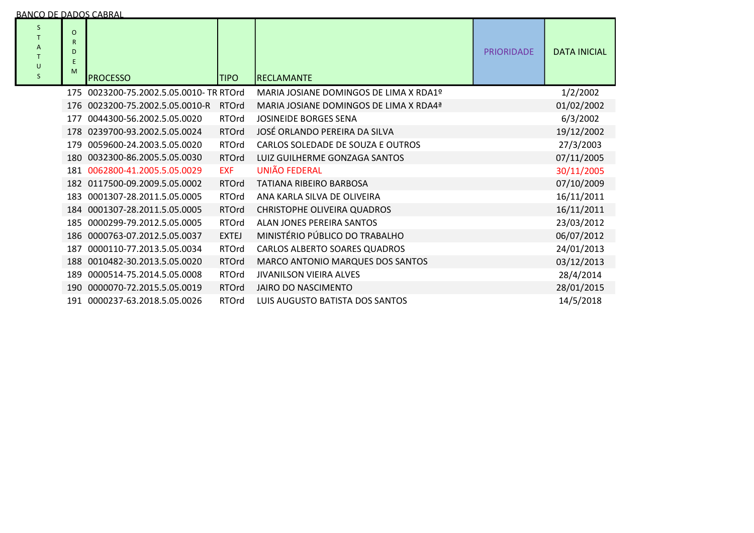BANCO DE DADOS CABRAL

| STATUS | ORDEM | PROCESSO | TIPO | RECLAMANTE | PRIORIDADE | DATA INICIAL |
|---|---|---|---|---|---|---|
| | 175 | 0023200-75.2002.5.05.0010- TR | RTOrd | MARIA JOSIANE DOMINGOS DE LIMA X RDA1º | | 1/2/2002 |
| | 176 | 0023200-75.2002.5.05.0010-R | RTOrd | MARIA JOSIANE DOMINGOS DE LIMA X RDA4ª | | 01/02/2002 |
| | 177 | 0044300-56.2002.5.05.0020 | RTOrd | JOSINEIDE BORGES SENA | | 6/3/2002 |
| | 178 | 0239700-93.2002.5.05.0024 | RTOrd | JOSÉ ORLANDO PEREIRA DA SILVA | | 19/12/2002 |
| | 179 | 0059600-24.2003.5.05.0020 | RTOrd | CARLOS SOLEDADE DE SOUZA E OUTROS | | 27/3/2003 |
| | 180 | 0032300-86.2005.5.05.0030 | RTOrd | LUIZ GUILHERME GONZAGA SANTOS | | 07/11/2005 |
| | 181 | 0062800-41.2005.5.05.0029 | EXF | UNIÃO FEDERAL | | 30/11/2005 |
| | 182 | 0117500-09.2009.5.05.0002 | RTOrd | TATIANA RIBEIRO BARBOSA | | 07/10/2009 |
| | 183 | 0001307-28.2011.5.05.0005 | RTOrd | ANA KARLA SILVA DE OLIVEIRA | | 16/11/2011 |
| | 184 | 0001307-28.2011.5.05.0005 | RTOrd | CHRISTOPHE OLIVEIRA QUADROS | | 16/11/2011 |
| | 185 | 0000299-79.2012.5.05.0005 | RTOrd | ALAN JONES PEREIRA SANTOS | | 23/03/2012 |
| | 186 | 0000763-07.2012.5.05.0037 | EXTEJ | MINISTÉRIO PÚBLICO DO TRABALHO | | 06/07/2012 |
| | 187 | 0000110-77.2013.5.05.0034 | RTOrd | CARLOS ALBERTO SOARES QUADROS | | 24/01/2013 |
| | 188 | 0010482-30.2013.5.05.0020 | RTOrd | MARCO ANTONIO MARQUES DOS SANTOS | | 03/12/2013 |
| | 189 | 0000514-75.2014.5.05.0008 | RTOrd | JIVANILSON VIEIRA ALVES | | 28/4/2014 |
| | 190 | 0000070-72.2015.5.05.0019 | RTOrd | JAIRO DO NASCIMENTO | | 28/01/2015 |
| | 191 | 0000237-63.2018.5.05.0026 | RTOrd | LUIS AUGUSTO BATISTA DOS SANTOS | | 14/5/2018 |